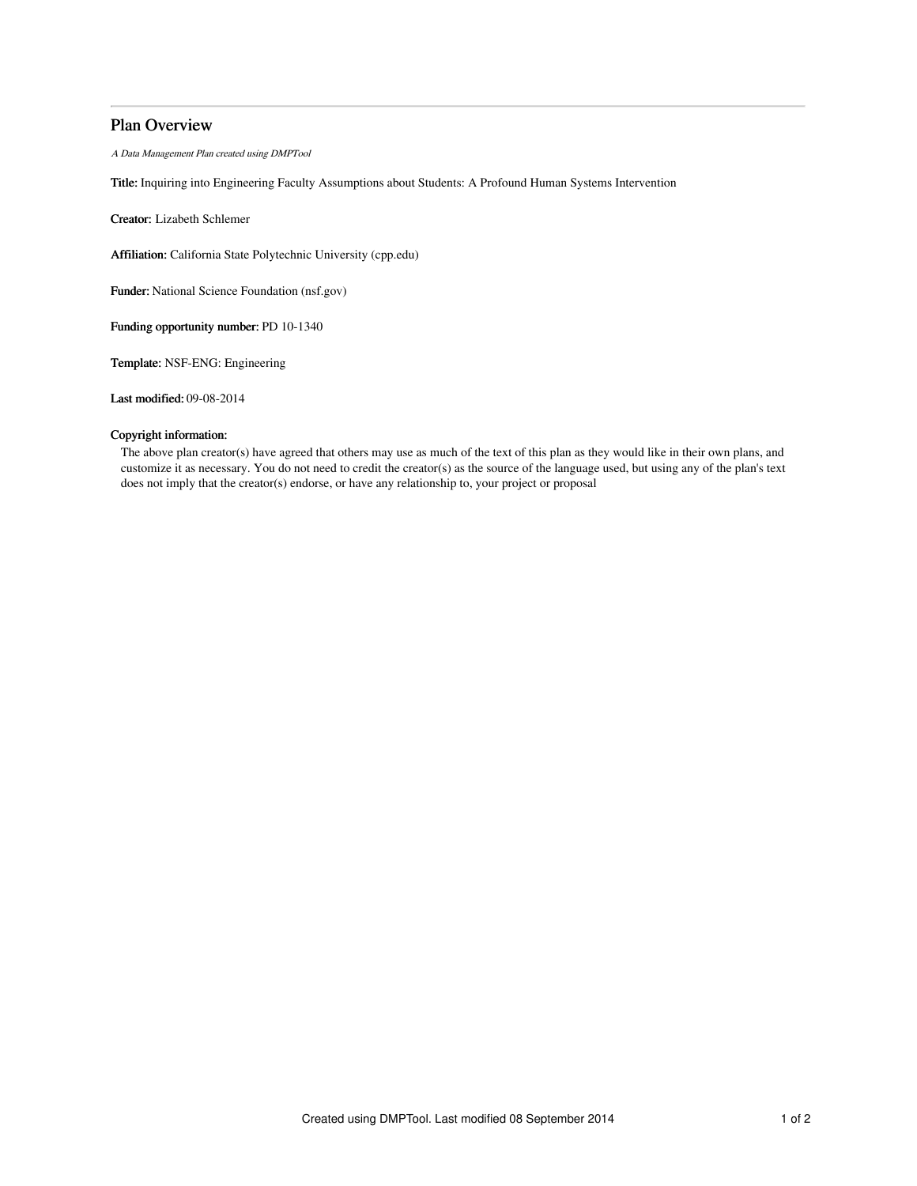# Plan Overview

*A Data Management Plan created using DMPTool*

**Title:** Inquiring into Engineering Faculty Assumptions about Students: A Profound Human Systems Intervention

**Creator:** Lizabeth Schlemer

**Affiliation:** California State Polytechnic University (cpp.edu)

**Funder:** National Science Foundation (nsf.gov)

**Funding opportunity number:** PD 10-1340

**Template:** NSF-ENG: Engineering

**Last modified:** 09-08-2014

**Copyright information:**

The above plan creator(s) have agreed that others may use as much of the text of this plan as they would like in their own plans, and customize it as necessary. You do not need to credit the creator(s) as the source of the language used, but using any of the plan's text does not imply that the creator(s) endorse, or have any relationship to, your project or proposal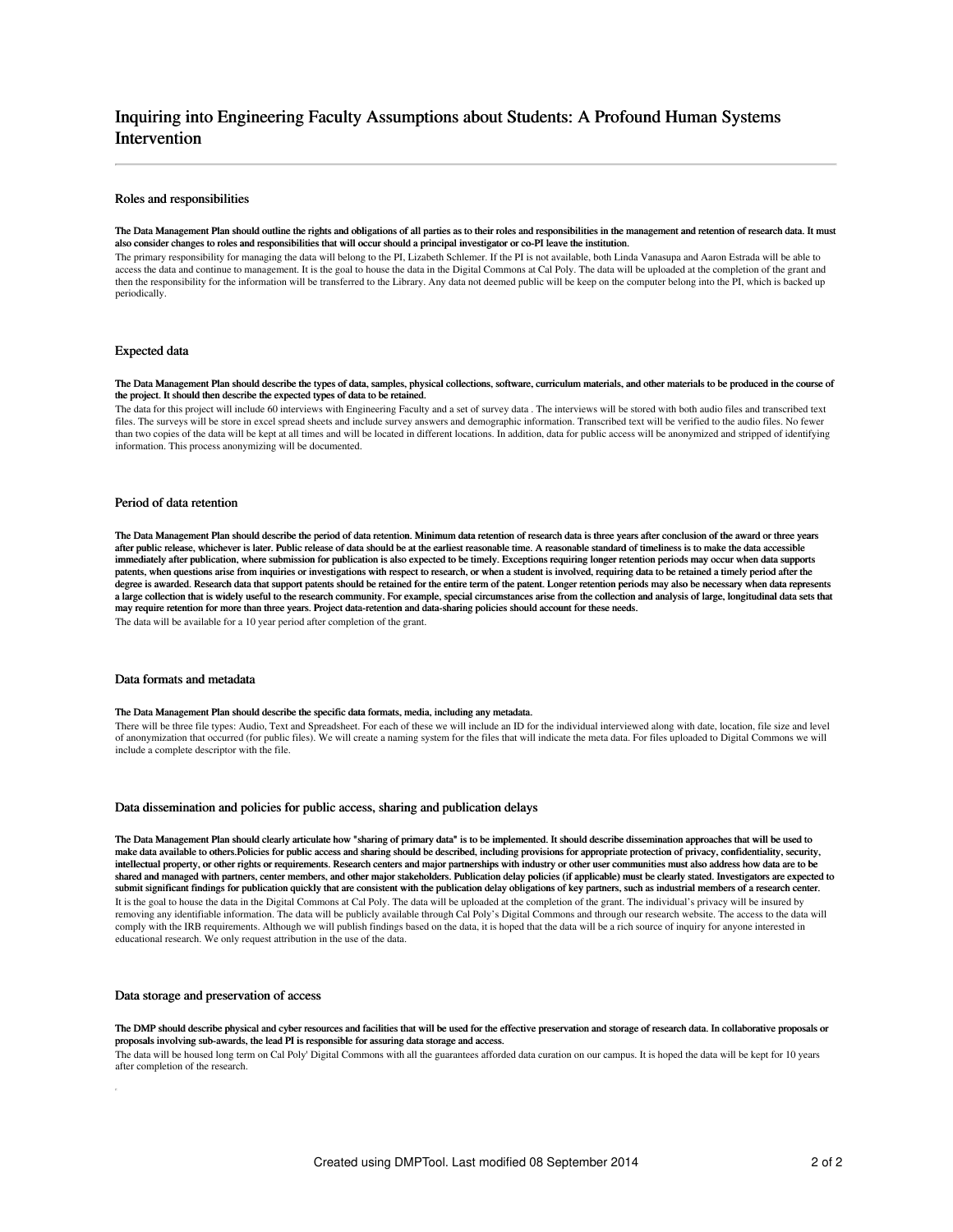# Inquiring into Engineering Faculty Assumptions about Students: A Profound Human Systems Intervention

## Roles and responsibilities

**The Data Management Plan should outline the rights and obligations of all parties as to their roles and responsibilities in the management and retention of research data. It must also consider changes to roles and responsibilities that will occur should a principal investigator or co-PI leave the institution.**

The primary responsibility for managing the data will belong to the PI, Lizabeth Schlemer. If the PI is not available, both Linda Vanasupa and Aaron Estrada will be able to access the data and continue to management. It is the goal to house the data in the Digital Commons at Cal Poly. The data will be uploaded at the completion of the grant and then the responsibility for the information will be transferred to the Library. Any data not deemed public will be keep on the computer belong into the PI, which is backed up periodically.

## Expected data

**The Data Management Plan should describe the types of data, samples, physical collections, software, curriculum materials, and other materials to be produced in the course of the project. It should then describe the expected types of data to be retained.**

The data for this project will include 60 interviews with Engineering Faculty and a set of survey data . The interviews will be stored with both audio files and transcribed text files. The surveys will be store in excel spread sheets and include survey answers and demographic information. Transcribed text will be verified to the audio files. No fewer than two copies of the data will be kept at all times and will be located in different locations. In addition, data for public access will be anonymized and stripped of identifying information. This process anonymizing will be documented.

## Period of data retention

**The Data Management Plan should describe the period of data retention. Minimum data retention of research data is three years after conclusion of the award or three years after public release, whichever is later. Public release of data should be at the earliest reasonable time. A reasonable standard of timeliness is to make the data accessible immediately after publication, where submission for publication is also expected to be timely. Exceptions requiring longer retention periods may occur when data supports patents, when questions arise from inquiries or investigations with respect to research, or when a student is involved, requiring data to be retained a timely period after the degree is awarded. Research data that support patents should be retained for the entire term of the patent. Longer retention periods may also be necessary when data represents a large collection that is widely useful to the research community. For example, special circumstances arise from the collection and analysis of large, longitudinal data sets that may require retention for more than three years. Project data-retention and data-sharing policies should account for these needs.**

The data will be available for a 10 year period after completion of the grant.

## Data formats and metadata

**The Data Management Plan should describe the specific data formats, media, including any metadata.**

There will be three file types: Audio, Text and Spreadsheet. For each of these we will include an ID for the individual interviewed along with date, location, file size and level of anonymization that occurred (for public files). We will create a naming system for the files that will indicate the meta data. For files uploaded to Digital Commons we will include a complete descriptor with the file.

## Data dissemination and policies for public access, sharing and publication delays

**The Data Management Plan should clearly articulate how "sharing of primary data" is to be implemented. It should describe dissemination approaches that will be used to make data available to others.Policies for public access and sharing should be described, including provisions for appropriate protection of privacy, confidentiality, security, intellectual property, or other rights or requirements. Research centers and major partnerships with industry or other user communities must also address how data are to be shared and managed with partners, center members, and other major stakeholders. Publication delay policies (if applicable) must be clearly stated. Investigators are expected to submit significant findings for publication quickly that are consistent with the publication delay obligations of key partners, such as industrial members of a research center.**

It is the goal to house the data in the Digital Commons at Cal Poly. The data will be uploaded at the completion of the grant. The individual's privacy will be insured by removing any identifiable information. The data will be publicly available through Cal Poly's Digital Commons and through our research website. The access to the data will comply with the IRB requirements. Although we will publish findings based on the data, it is hoped that the data will be a rich source of inquiry for anyone interested in educational research. We only request attribution in the use of the data.

## Data storage and preservation of access

**The DMP should describe physical and cyber resources and facilities that will be used for the effective preservation and storage of research data. In collaborative proposals or proposals involving sub-awards, the lead PI is responsible for assuring data storage and access.**

The data will be housed long term on Cal Poly' Digital Commons with all the guarantees afforded data curation on our campus. It is hoped the data will be kept for 10 years after completion of the research.

Created using DMPTool. Last modified 08 September 2014